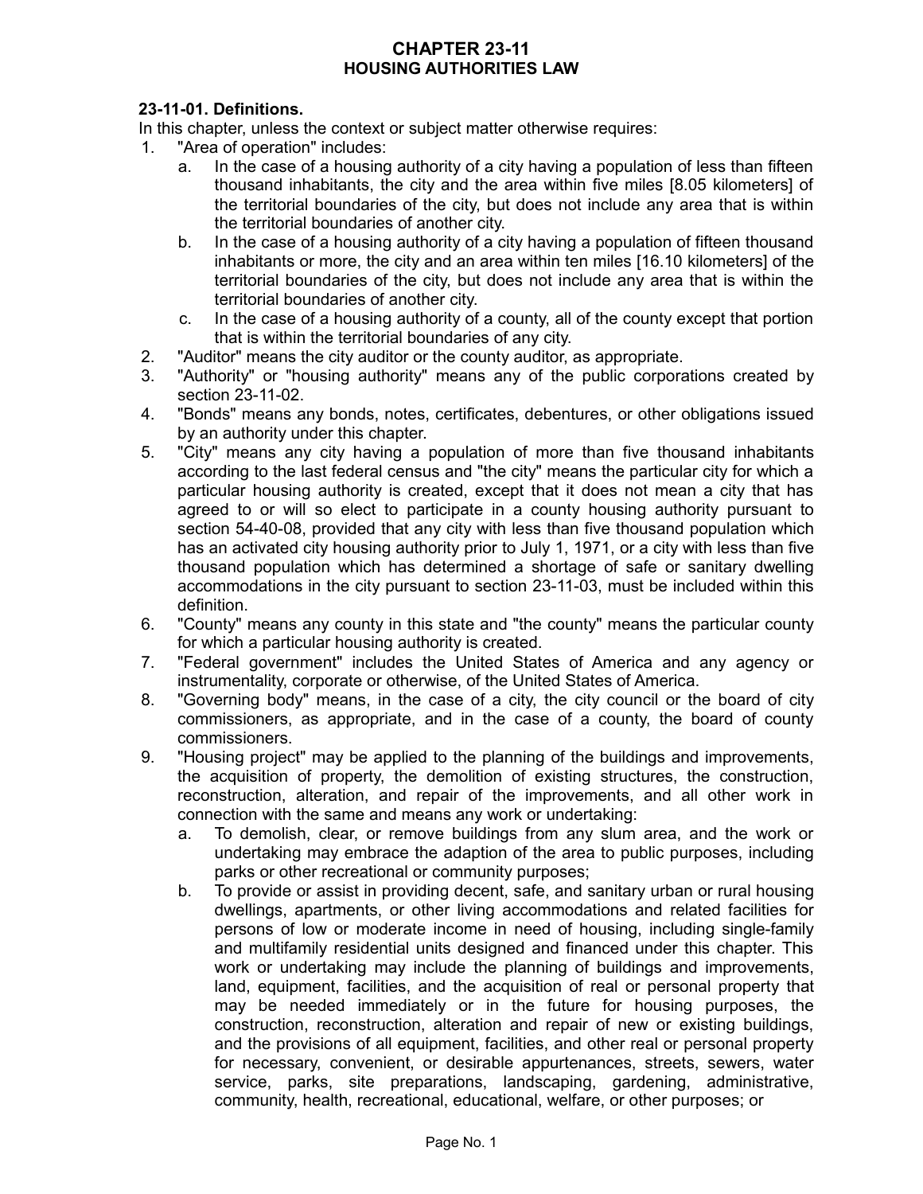# CHAPTER 23-11
## HOUSING AUTHORITIES LAW

**23-11-01. Definitions.**

In this chapter, unless the context or subject matter otherwise requires:

1. "Area of operation" includes:
   a. In the case of a housing authority of a city having a population of less than fifteen thousand inhabitants, the city and the area within five miles [8.05 kilometers] of the territorial boundaries of the city, but does not include any area that is within the territorial boundaries of another city.
   b. In the case of a housing authority of a city having a population of fifteen thousand inhabitants or more, the city and an area within ten miles [16.10 kilometers] of the territorial boundaries of the city, but does not include any area that is within the territorial boundaries of another city.
   c. In the case of a housing authority of a county, all of the county except that portion that is within the territorial boundaries of any city.
2. "Auditor" means the city auditor or the county auditor, as appropriate.
3. "Authority" or "housing authority" means any of the public corporations created by section 23-11-02.
4. "Bonds" means any bonds, notes, certificates, debentures, or other obligations issued by an authority under this chapter.
5. "City" means any city having a population of more than five thousand inhabitants according to the last federal census and "the city" means the particular city for which a particular housing authority is created, except that it does not mean a city that has agreed to or will so elect to participate in a county housing authority pursuant to section 54-40-08, provided that any city with less than five thousand population which has an activated city housing authority prior to July 1, 1971, or a city with less than five thousand population which has determined a shortage of safe or sanitary dwelling accommodations in the city pursuant to section 23-11-03, must be included within this definition.
6. "County" means any county in this state and "the county" means the particular county for which a particular housing authority is created.
7. "Federal government" includes the United States of America and any agency or instrumentality, corporate or otherwise, of the United States of America.
8. "Governing body" means, in the case of a city, the city council or the board of city commissioners, as appropriate, and in the case of a county, the board of county commissioners.
9. "Housing project" may be applied to the planning of the buildings and improvements, the acquisition of property, the demolition of existing structures, the construction, reconstruction, alteration, and repair of the improvements, and all other work in connection with the same and means any work or undertaking:
   a. To demolish, clear, or remove buildings from any slum area, and the work or undertaking may embrace the adaption of the area to public purposes, including parks or other recreational or community purposes;
   b. To provide or assist in providing decent, safe, and sanitary urban or rural housing dwellings, apartments, or other living accommodations and related facilities for persons of low or moderate income in need of housing, including single-family and multifamily residential units designed and financed under this chapter. This work or undertaking may include the planning of buildings and improvements, land, equipment, facilities, and the acquisition of real or personal property that may be needed immediately or in the future for housing purposes, the construction, reconstruction, alteration and repair of new or existing buildings, and the provisions of all equipment, facilities, and other real or personal property for necessary, convenient, or desirable appurtenances, streets, sewers, water service, parks, site preparations, landscaping, gardening, administrative, community, health, recreational, educational, welfare, or other purposes; or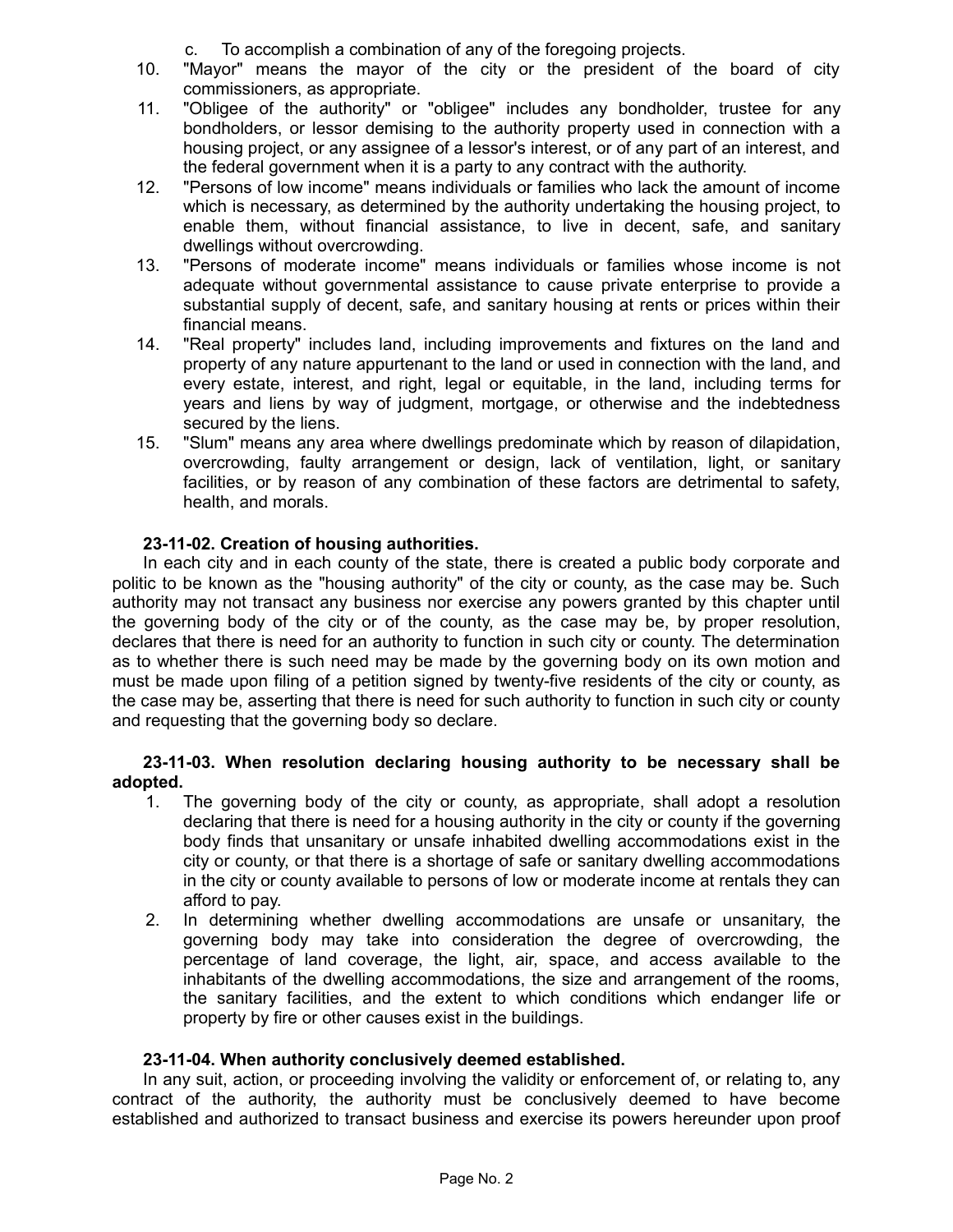c. To accomplish a combination of any of the foregoing projects.

10. "Mayor" means the mayor of the city or the president of the board of city commissioners, as appropriate.
11. "Obligee of the authority" or "obligee" includes any bondholder, trustee for any bondholders, or lessor demising to the authority property used in connection with a housing project, or any assignee of a lessor's interest, or of any part of an interest, and the federal government when it is a party to any contract with the authority.
12. "Persons of low income" means individuals or families who lack the amount of income which is necessary, as determined by the authority undertaking the housing project, to enable them, without financial assistance, to live in decent, safe, and sanitary dwellings without overcrowding.
13. "Persons of moderate income" means individuals or families whose income is not adequate without governmental assistance to cause private enterprise to provide a substantial supply of decent, safe, and sanitary housing at rents or prices within their financial means.
14. "Real property" includes land, including improvements and fixtures on the land and property of any nature appurtenant to the land or used in connection with the land, and every estate, interest, and right, legal or equitable, in the land, including terms for years and liens by way of judgment, mortgage, or otherwise and the indebtedness secured by the liens.
15. "Slum" means any area where dwellings predominate which by reason of dilapidation, overcrowding, faulty arrangement or design, lack of ventilation, light, or sanitary facilities, or by reason of any combination of these factors are detrimental to safety, health, and morals.

**23-11-02. Creation of housing authorities.**

In each city and in each county of the state, there is created a public body corporate and politic to be known as the "housing authority" of the city or county, as the case may be. Such authority may not transact any business nor exercise any powers granted by this chapter until the governing body of the city or of the county, as the case may be, by proper resolution, declares that there is need for an authority to function in such city or county. The determination as to whether there is such need may be made by the governing body on its own motion and must be made upon filing of a petition signed by twenty-five residents of the city or county, as the case may be, asserting that there is need for such authority to function in such city or county and requesting that the governing body so declare.

**23-11-03. When resolution declaring housing authority to be necessary shall be adopted.**

1. The governing body of the city or county, as appropriate, shall adopt a resolution declaring that there is need for a housing authority in the city or county if the governing body finds that unsanitary or unsafe inhabited dwelling accommodations exist in the city or county, or that there is a shortage of safe or sanitary dwelling accommodations in the city or county available to persons of low or moderate income at rentals they can afford to pay.
2. In determining whether dwelling accommodations are unsafe or unsanitary, the governing body may take into consideration the degree of overcrowding, the percentage of land coverage, the light, air, space, and access available to the inhabitants of the dwelling accommodations, the size and arrangement of the rooms, the sanitary facilities, and the extent to which conditions which endanger life or property by fire or other causes exist in the buildings.

**23-11-04. When authority conclusively deemed established.**

In any suit, action, or proceeding involving the validity or enforcement of, or relating to, any contract of the authority, the authority must be conclusively deemed to have become established and authorized to transact business and exercise its powers hereunder upon proof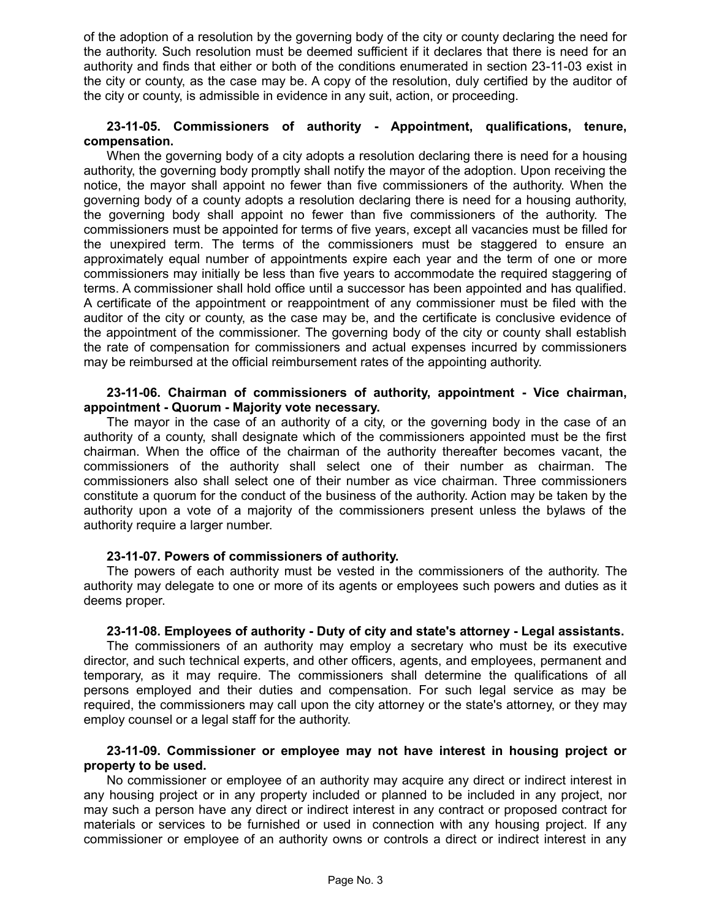of the adoption of a resolution by the governing body of the city or county declaring the need for the authority. Such resolution must be deemed sufficient if it declares that there is need for an authority and finds that either or both of the conditions enumerated in section 23-11-03 exist in the city or county, as the case may be. A copy of the resolution, duly certified by the auditor of the city or county, is admissible in evidence in any suit, action, or proceeding.

**23-11-05. Commissioners of authority - Appointment, qualifications, tenure, compensation.**

When the governing body of a city adopts a resolution declaring there is need for a housing authority, the governing body promptly shall notify the mayor of the adoption. Upon receiving the notice, the mayor shall appoint no fewer than five commissioners of the authority. When the governing body of a county adopts a resolution declaring there is need for a housing authority, the governing body shall appoint no fewer than five commissioners of the authority. The commissioners must be appointed for terms of five years, except all vacancies must be filled for the unexpired term. The terms of the commissioners must be staggered to ensure an approximately equal number of appointments expire each year and the term of one or more commissioners may initially be less than five years to accommodate the required staggering of terms. A commissioner shall hold office until a successor has been appointed and has qualified. A certificate of the appointment or reappointment of any commissioner must be filed with the auditor of the city or county, as the case may be, and the certificate is conclusive evidence of the appointment of the commissioner. The governing body of the city or county shall establish the rate of compensation for commissioners and actual expenses incurred by commissioners may be reimbursed at the official reimbursement rates of the appointing authority.

**23-11-06. Chairman of commissioners of authority, appointment - Vice chairman, appointment - Quorum - Majority vote necessary.**

The mayor in the case of an authority of a city, or the governing body in the case of an authority of a county, shall designate which of the commissioners appointed must be the first chairman. When the office of the chairman of the authority thereafter becomes vacant, the commissioners of the authority shall select one of their number as chairman. The commissioners also shall select one of their number as vice chairman. Three commissioners constitute a quorum for the conduct of the business of the authority. Action may be taken by the authority upon a vote of a majority of the commissioners present unless the bylaws of the authority require a larger number.

**23-11-07. Powers of commissioners of authority.**

The powers of each authority must be vested in the commissioners of the authority. The authority may delegate to one or more of its agents or employees such powers and duties as it deems proper.

**23-11-08. Employees of authority - Duty of city and state's attorney - Legal assistants.**

The commissioners of an authority may employ a secretary who must be its executive director, and such technical experts, and other officers, agents, and employees, permanent and temporary, as it may require. The commissioners shall determine the qualifications of all persons employed and their duties and compensation. For such legal service as may be required, the commissioners may call upon the city attorney or the state's attorney, or they may employ counsel or a legal staff for the authority.

**23-11-09. Commissioner or employee may not have interest in housing project or property to be used.**

No commissioner or employee of an authority may acquire any direct or indirect interest in any housing project or in any property included or planned to be included in any project, nor may such a person have any direct or indirect interest in any contract or proposed contract for materials or services to be furnished or used in connection with any housing project. If any commissioner or employee of an authority owns or controls a direct or indirect interest in any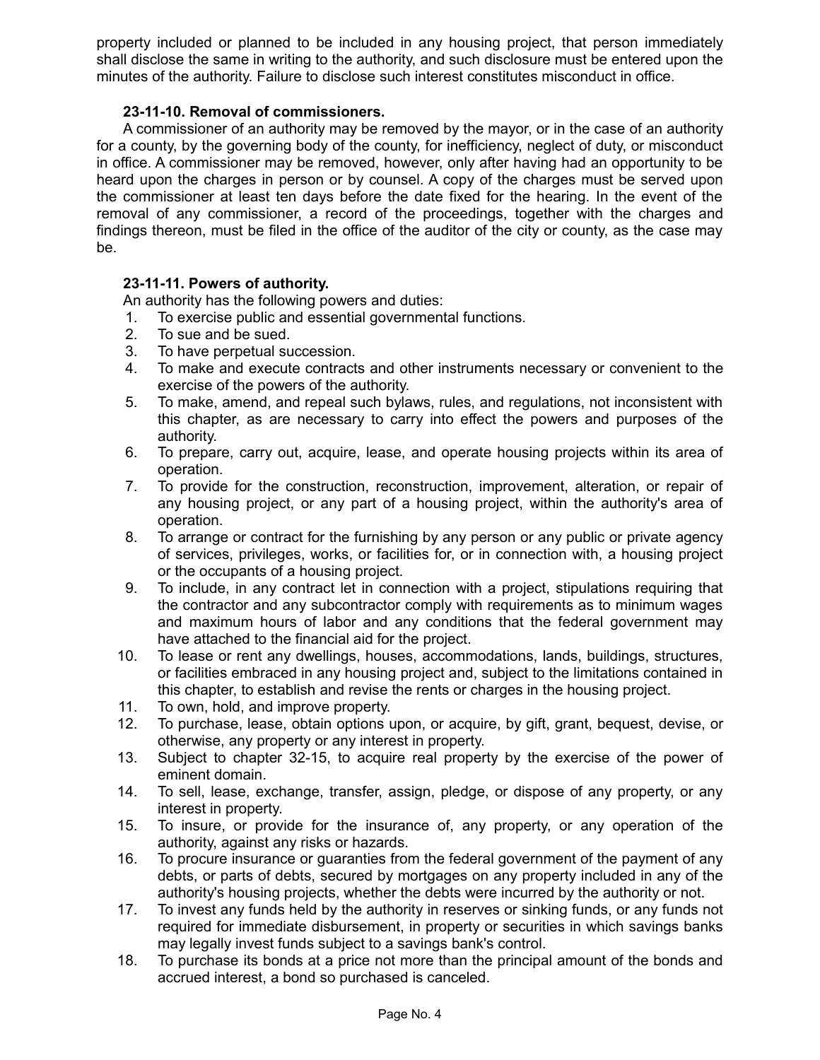property included or planned to be included in any housing project, that person immediately shall disclose the same in writing to the authority, and such disclosure must be entered upon the minutes of the authority. Failure to disclose such interest constitutes misconduct in office.

**23-11-10. Removal of commissioners.**

A commissioner of an authority may be removed by the mayor, or in the case of an authority for a county, by the governing body of the county, for inefficiency, neglect of duty, or misconduct in office. A commissioner may be removed, however, only after having had an opportunity to be heard upon the charges in person or by counsel. A copy of the charges must be served upon the commissioner at least ten days before the date fixed for the hearing. In the event of the removal of any commissioner, a record of the proceedings, together with the charges and findings thereon, must be filed in the office of the auditor of the city or county, as the case may be.

**23-11-11. Powers of authority.**

An authority has the following powers and duties:

1. To exercise public and essential governmental functions.
2. To sue and be sued.
3. To have perpetual succession.
4. To make and execute contracts and other instruments necessary or convenient to the exercise of the powers of the authority.
5. To make, amend, and repeal such bylaws, rules, and regulations, not inconsistent with this chapter, as are necessary to carry into effect the powers and purposes of the authority.
6. To prepare, carry out, acquire, lease, and operate housing projects within its area of operation.
7. To provide for the construction, reconstruction, improvement, alteration, or repair of any housing project, or any part of a housing project, within the authority's area of operation.
8. To arrange or contract for the furnishing by any person or any public or private agency of services, privileges, works, or facilities for, or in connection with, a housing project or the occupants of a housing project.
9. To include, in any contract let in connection with a project, stipulations requiring that the contractor and any subcontractor comply with requirements as to minimum wages and maximum hours of labor and any conditions that the federal government may have attached to the financial aid for the project.
10. To lease or rent any dwellings, houses, accommodations, lands, buildings, structures, or facilities embraced in any housing project and, subject to the limitations contained in this chapter, to establish and revise the rents or charges in the housing project.
11. To own, hold, and improve property.
12. To purchase, lease, obtain options upon, or acquire, by gift, grant, bequest, devise, or otherwise, any property or any interest in property.
13. Subject to chapter 32-15, to acquire real property by the exercise of the power of eminent domain.
14. To sell, lease, exchange, transfer, assign, pledge, or dispose of any property, or any interest in property.
15. To insure, or provide for the insurance of, any property, or any operation of the authority, against any risks or hazards.
16. To procure insurance or guaranties from the federal government of the payment of any debts, or parts of debts, secured by mortgages on any property included in any of the authority's housing projects, whether the debts were incurred by the authority or not.
17. To invest any funds held by the authority in reserves or sinking funds, or any funds not required for immediate disbursement, in property or securities in which savings banks may legally invest funds subject to a savings bank's control.
18. To purchase its bonds at a price not more than the principal amount of the bonds and accrued interest, a bond so purchased is canceled.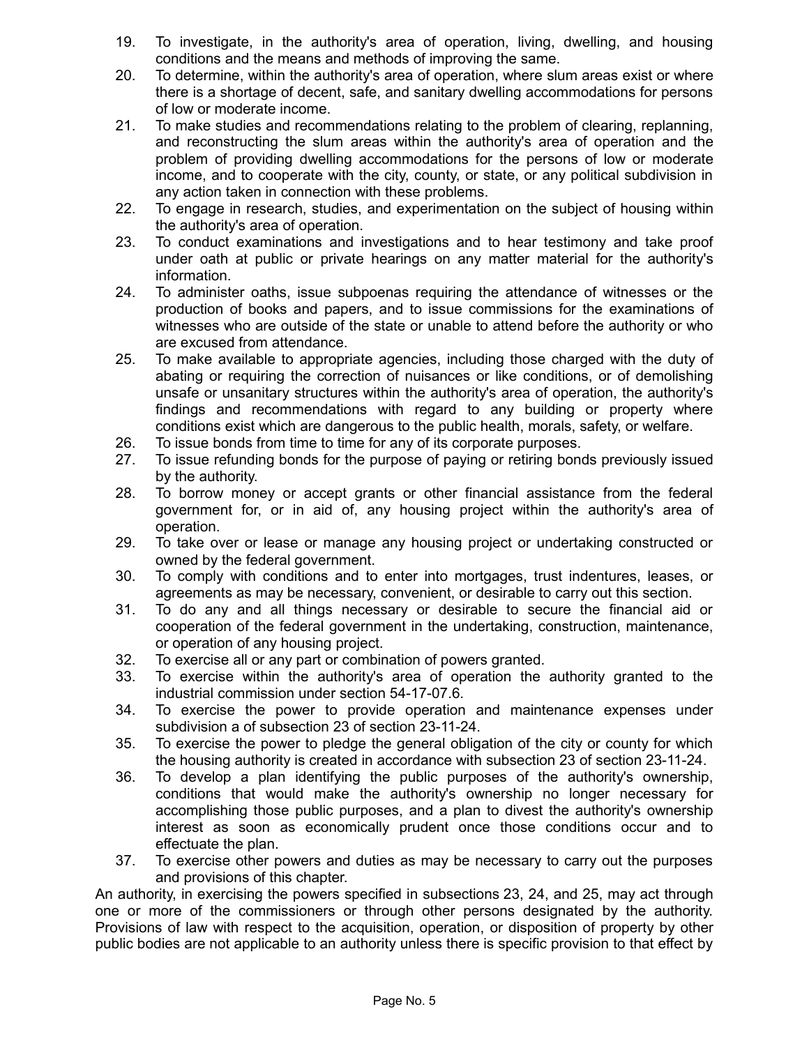19. To investigate, in the authority's area of operation, living, dwelling, and housing conditions and the means and methods of improving the same.
20. To determine, within the authority's area of operation, where slum areas exist or where there is a shortage of decent, safe, and sanitary dwelling accommodations for persons of low or moderate income.
21. To make studies and recommendations relating to the problem of clearing, replanning, and reconstructing the slum areas within the authority's area of operation and the problem of providing dwelling accommodations for the persons of low or moderate income, and to cooperate with the city, county, or state, or any political subdivision in any action taken in connection with these problems.
22. To engage in research, studies, and experimentation on the subject of housing within the authority's area of operation.
23. To conduct examinations and investigations and to hear testimony and take proof under oath at public or private hearings on any matter material for the authority's information.
24. To administer oaths, issue subpoenas requiring the attendance of witnesses or the production of books and papers, and to issue commissions for the examinations of witnesses who are outside of the state or unable to attend before the authority or who are excused from attendance.
25. To make available to appropriate agencies, including those charged with the duty of abating or requiring the correction of nuisances or like conditions, or of demolishing unsafe or unsanitary structures within the authority's area of operation, the authority's findings and recommendations with regard to any building or property where conditions exist which are dangerous to the public health, morals, safety, or welfare.
26. To issue bonds from time to time for any of its corporate purposes.
27. To issue refunding bonds for the purpose of paying or retiring bonds previously issued by the authority.
28. To borrow money or accept grants or other financial assistance from the federal government for, or in aid of, any housing project within the authority's area of operation.
29. To take over or lease or manage any housing project or undertaking constructed or owned by the federal government.
30. To comply with conditions and to enter into mortgages, trust indentures, leases, or agreements as may be necessary, convenient, or desirable to carry out this section.
31. To do any and all things necessary or desirable to secure the financial aid or cooperation of the federal government in the undertaking, construction, maintenance, or operation of any housing project.
32. To exercise all or any part or combination of powers granted.
33. To exercise within the authority's area of operation the authority granted to the industrial commission under section 54-17-07.6.
34. To exercise the power to provide operation and maintenance expenses under subdivision a of subsection 23 of section 23-11-24.
35. To exercise the power to pledge the general obligation of the city or county for which the housing authority is created in accordance with subsection 23 of section 23-11-24.
36. To develop a plan identifying the public purposes of the authority's ownership, conditions that would make the authority's ownership no longer necessary for accomplishing those public purposes, and a plan to divest the authority's ownership interest as soon as economically prudent once those conditions occur and to effectuate the plan.
37. To exercise other powers and duties as may be necessary to carry out the purposes and provisions of this chapter.

An authority, in exercising the powers specified in subsections 23, 24, and 25, may act through one or more of the commissioners or through other persons designated by the authority. Provisions of law with respect to the acquisition, operation, or disposition of property by other public bodies are not applicable to an authority unless there is specific provision to that effect by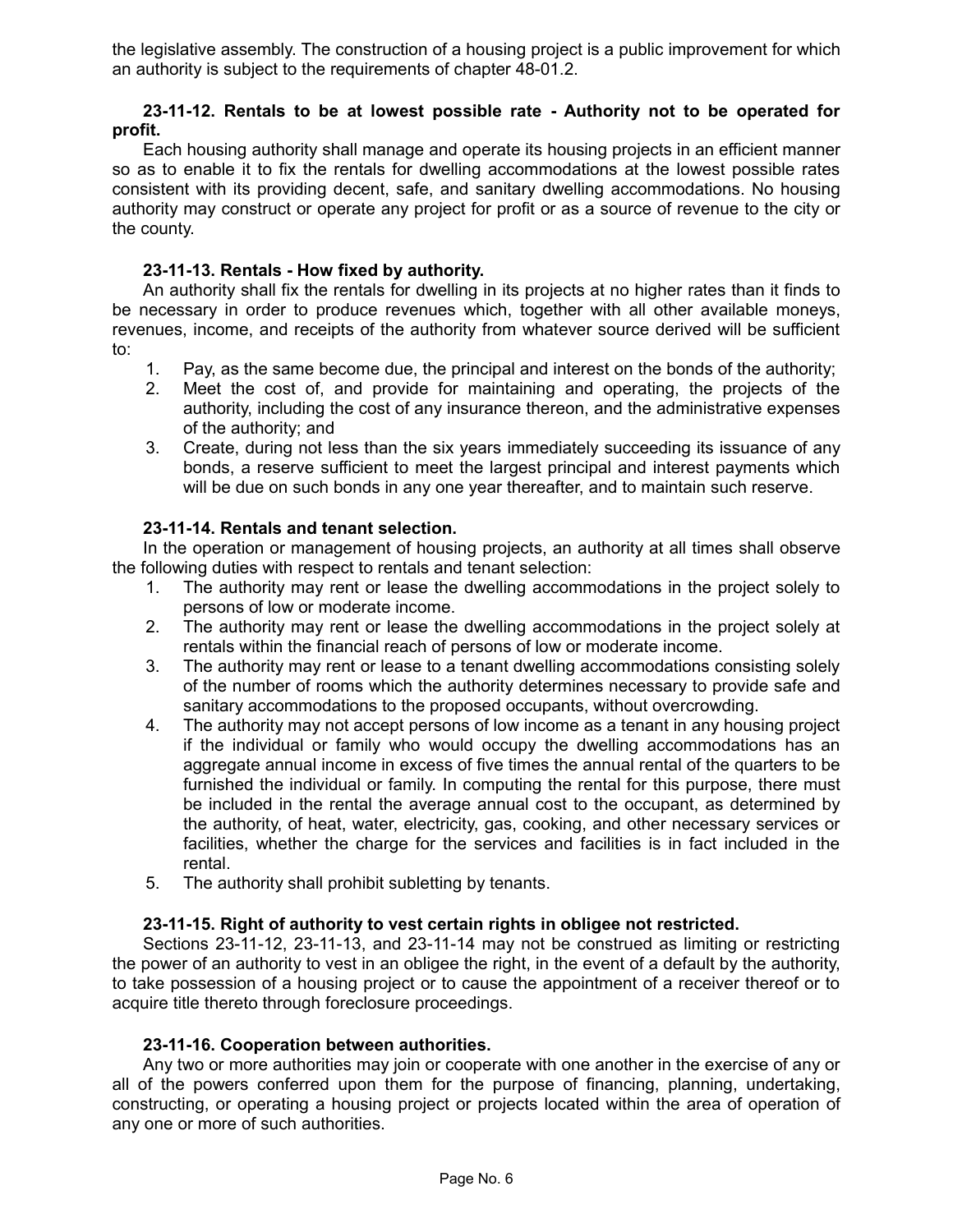the legislative assembly. The construction of a housing project is a public improvement for which an authority is subject to the requirements of chapter 48-01.2.

**23-11-12. Rentals to be at lowest possible rate - Authority not to be operated for profit.**

Each housing authority shall manage and operate its housing projects in an efficient manner so as to enable it to fix the rentals for dwelling accommodations at the lowest possible rates consistent with its providing decent, safe, and sanitary dwelling accommodations. No housing authority may construct or operate any project for profit or as a source of revenue to the city or the county.

**23-11-13. Rentals - How fixed by authority.**

An authority shall fix the rentals for dwelling in its projects at no higher rates than it finds to be necessary in order to produce revenues which, together with all other available moneys, revenues, income, and receipts of the authority from whatever source derived will be sufficient to:

1. Pay, as the same become due, the principal and interest on the bonds of the authority;
2. Meet the cost of, and provide for maintaining and operating, the projects of the authority, including the cost of any insurance thereon, and the administrative expenses of the authority; and
3. Create, during not less than the six years immediately succeeding its issuance of any bonds, a reserve sufficient to meet the largest principal and interest payments which will be due on such bonds in any one year thereafter, and to maintain such reserve.

**23-11-14. Rentals and tenant selection.**

In the operation or management of housing projects, an authority at all times shall observe the following duties with respect to rentals and tenant selection:

1. The authority may rent or lease the dwelling accommodations in the project solely to persons of low or moderate income.
2. The authority may rent or lease the dwelling accommodations in the project solely at rentals within the financial reach of persons of low or moderate income.
3. The authority may rent or lease to a tenant dwelling accommodations consisting solely of the number of rooms which the authority determines necessary to provide safe and sanitary accommodations to the proposed occupants, without overcrowding.
4. The authority may not accept persons of low income as a tenant in any housing project if the individual or family who would occupy the dwelling accommodations has an aggregate annual income in excess of five times the annual rental of the quarters to be furnished the individual or family. In computing the rental for this purpose, there must be included in the rental the average annual cost to the occupant, as determined by the authority, of heat, water, electricity, gas, cooking, and other necessary services or facilities, whether the charge for the services and facilities is in fact included in the rental.
5. The authority shall prohibit subletting by tenants.

**23-11-15. Right of authority to vest certain rights in obligee not restricted.**

Sections 23-11-12, 23-11-13, and 23-11-14 may not be construed as limiting or restricting the power of an authority to vest in an obligee the right, in the event of a default by the authority, to take possession of a housing project or to cause the appointment of a receiver thereof or to acquire title thereto through foreclosure proceedings.

**23-11-16. Cooperation between authorities.**

Any two or more authorities may join or cooperate with one another in the exercise of any or all of the powers conferred upon them for the purpose of financing, planning, undertaking, constructing, or operating a housing project or projects located within the area of operation of any one or more of such authorities.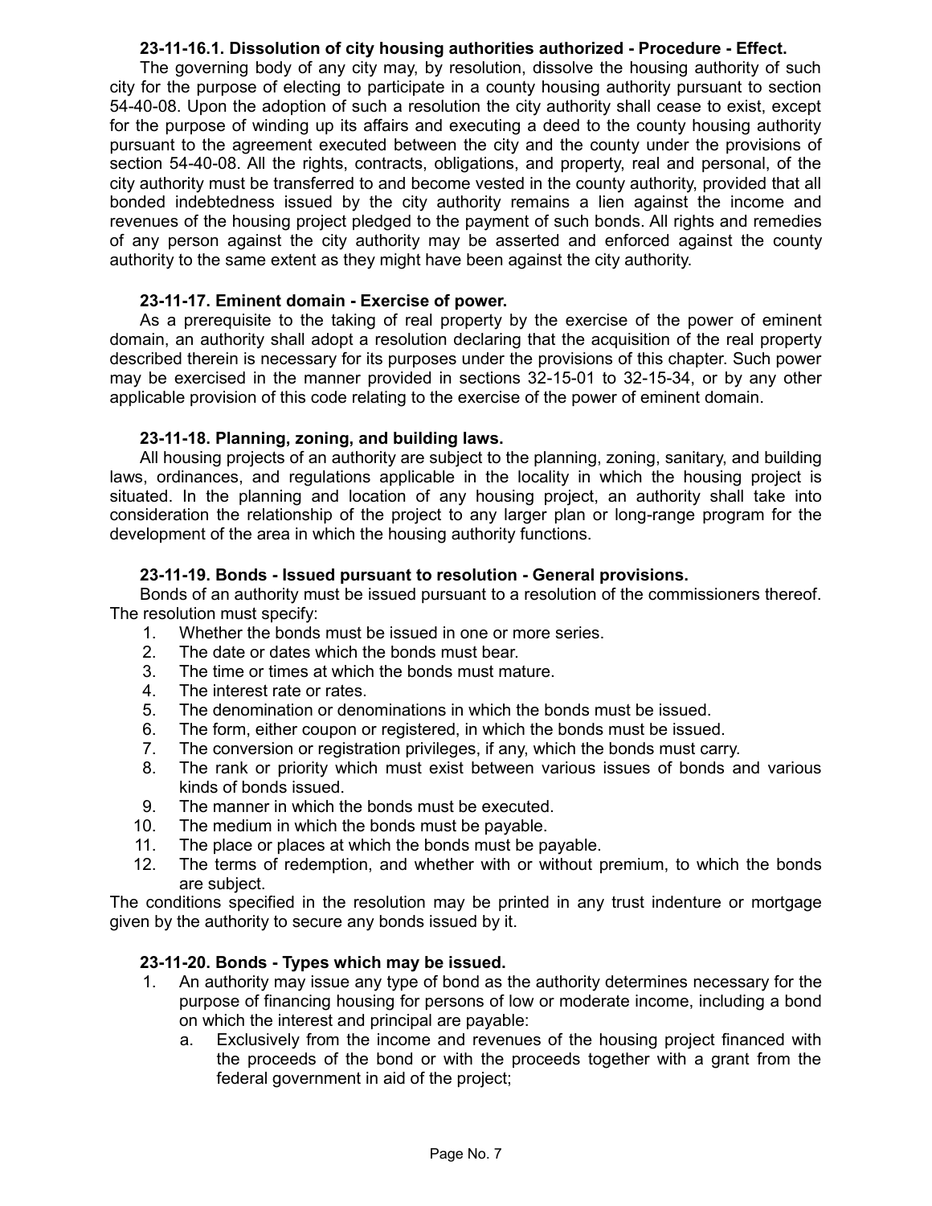**23-11-16.1. Dissolution of city housing authorities authorized - Procedure - Effect.**

The governing body of any city may, by resolution, dissolve the housing authority of such city for the purpose of electing to participate in a county housing authority pursuant to section 54-40-08. Upon the adoption of such a resolution the city authority shall cease to exist, except for the purpose of winding up its affairs and executing a deed to the county housing authority pursuant to the agreement executed between the city and the county under the provisions of section 54-40-08. All the rights, contracts, obligations, and property, real and personal, of the city authority must be transferred to and become vested in the county authority, provided that all bonded indebtedness issued by the city authority remains a lien against the income and revenues of the housing project pledged to the payment of such bonds. All rights and remedies of any person against the city authority may be asserted and enforced against the county authority to the same extent as they might have been against the city authority.

**23-11-17. Eminent domain - Exercise of power.**

As a prerequisite to the taking of real property by the exercise of the power of eminent domain, an authority shall adopt a resolution declaring that the acquisition of the real property described therein is necessary for its purposes under the provisions of this chapter. Such power may be exercised in the manner provided in sections 32-15-01 to 32-15-34, or by any other applicable provision of this code relating to the exercise of the power of eminent domain.

**23-11-18. Planning, zoning, and building laws.**

All housing projects of an authority are subject to the planning, zoning, sanitary, and building laws, ordinances, and regulations applicable in the locality in which the housing project is situated. In the planning and location of any housing project, an authority shall take into consideration the relationship of the project to any larger plan or long-range program for the development of the area in which the housing authority functions.

**23-11-19. Bonds - Issued pursuant to resolution - General provisions.**

Bonds of an authority must be issued pursuant to a resolution of the commissioners thereof. The resolution must specify:

1. Whether the bonds must be issued in one or more series.
2. The date or dates which the bonds must bear.
3. The time or times at which the bonds must mature.
4. The interest rate or rates.
5. The denomination or denominations in which the bonds must be issued.
6. The form, either coupon or registered, in which the bonds must be issued.
7. The conversion or registration privileges, if any, which the bonds must carry.
8. The rank or priority which must exist between various issues of bonds and various kinds of bonds issued.
9. The manner in which the bonds must be executed.
10. The medium in which the bonds must be payable.
11. The place or places at which the bonds must be payable.
12. The terms of redemption, and whether with or without premium, to which the bonds are subject.

The conditions specified in the resolution may be printed in any trust indenture or mortgage given by the authority to secure any bonds issued by it.

**23-11-20. Bonds - Types which may be issued.**

1. An authority may issue any type of bond as the authority determines necessary for the purpose of financing housing for persons of low or moderate income, including a bond on which the interest and principal are payable:
   a. Exclusively from the income and revenues of the housing project financed with the proceeds of the bond or with the proceeds together with a grant from the federal government in aid of the project;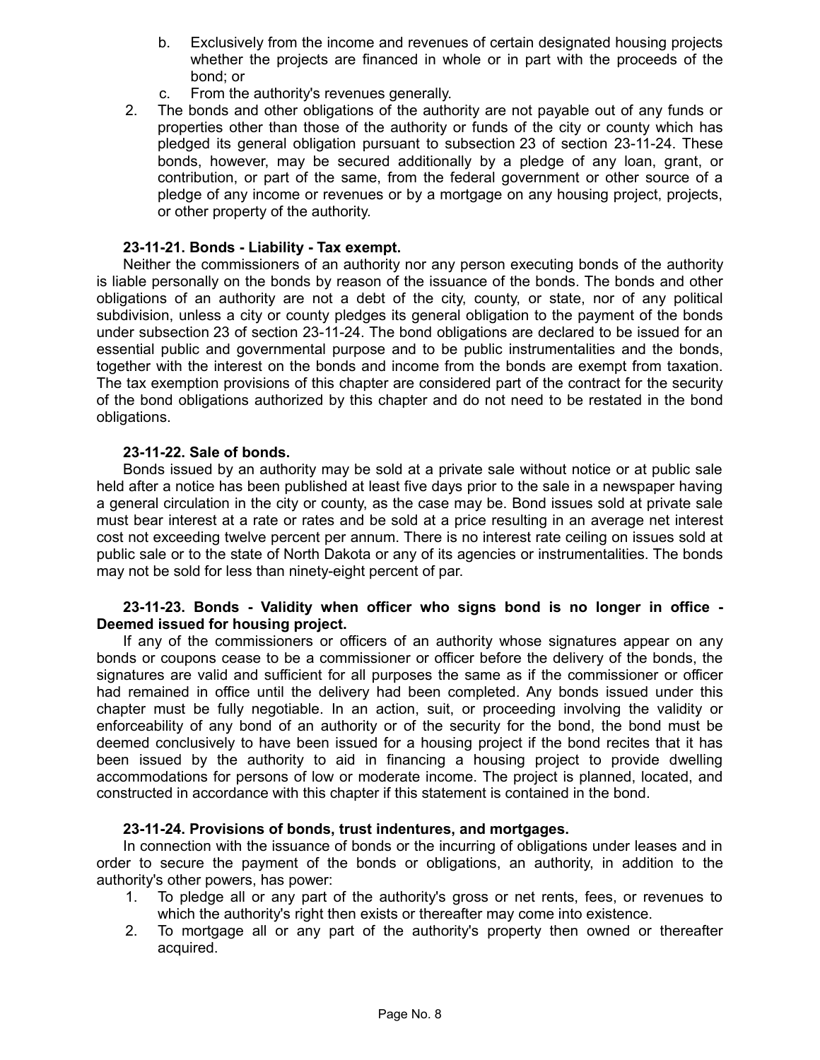b. Exclusively from the income and revenues of certain designated housing projects whether the projects are financed in whole or in part with the proceeds of the bond; or
c. From the authority's revenues generally.

2. The bonds and other obligations of the authority are not payable out of any funds or properties other than those of the authority or funds of the city or county which has pledged its general obligation pursuant to subsection 23 of section 23-11-24. These bonds, however, may be secured additionally by a pledge of any loan, grant, or contribution, or part of the same, from the federal government or other source of a pledge of any income or revenues or by a mortgage on any housing project, projects, or other property of the authority.

**23-11-21. Bonds - Liability - Tax exempt.**

Neither the commissioners of an authority nor any person executing bonds of the authority is liable personally on the bonds by reason of the issuance of the bonds. The bonds and other obligations of an authority are not a debt of the city, county, or state, nor of any political subdivision, unless a city or county pledges its general obligation to the payment of the bonds under subsection 23 of section 23-11-24. The bond obligations are declared to be issued for an essential public and governmental purpose and to be public instrumentalities and the bonds, together with the interest on the bonds and income from the bonds are exempt from taxation. The tax exemption provisions of this chapter are considered part of the contract for the security of the bond obligations authorized by this chapter and do not need to be restated in the bond obligations.

**23-11-22. Sale of bonds.**

Bonds issued by an authority may be sold at a private sale without notice or at public sale held after a notice has been published at least five days prior to the sale in a newspaper having a general circulation in the city or county, as the case may be. Bond issues sold at private sale must bear interest at a rate or rates and be sold at a price resulting in an average net interest cost not exceeding twelve percent per annum. There is no interest rate ceiling on issues sold at public sale or to the state of North Dakota or any of its agencies or instrumentalities. The bonds may not be sold for less than ninety-eight percent of par.

**23-11-23. Bonds - Validity when officer who signs bond is no longer in office - Deemed issued for housing project.**

If any of the commissioners or officers of an authority whose signatures appear on any bonds or coupons cease to be a commissioner or officer before the delivery of the bonds, the signatures are valid and sufficient for all purposes the same as if the commissioner or officer had remained in office until the delivery had been completed. Any bonds issued under this chapter must be fully negotiable. In an action, suit, or proceeding involving the validity or enforceability of any bond of an authority or of the security for the bond, the bond must be deemed conclusively to have been issued for a housing project if the bond recites that it has been issued by the authority to aid in financing a housing project to provide dwelling accommodations for persons of low or moderate income. The project is planned, located, and constructed in accordance with this chapter if this statement is contained in the bond.

**23-11-24. Provisions of bonds, trust indentures, and mortgages.**

In connection with the issuance of bonds or the incurring of obligations under leases and in order to secure the payment of the bonds or obligations, an authority, in addition to the authority's other powers, has power:

1. To pledge all or any part of the authority's gross or net rents, fees, or revenues to which the authority's right then exists or thereafter may come into existence.
2. To mortgage all or any part of the authority's property then owned or thereafter acquired.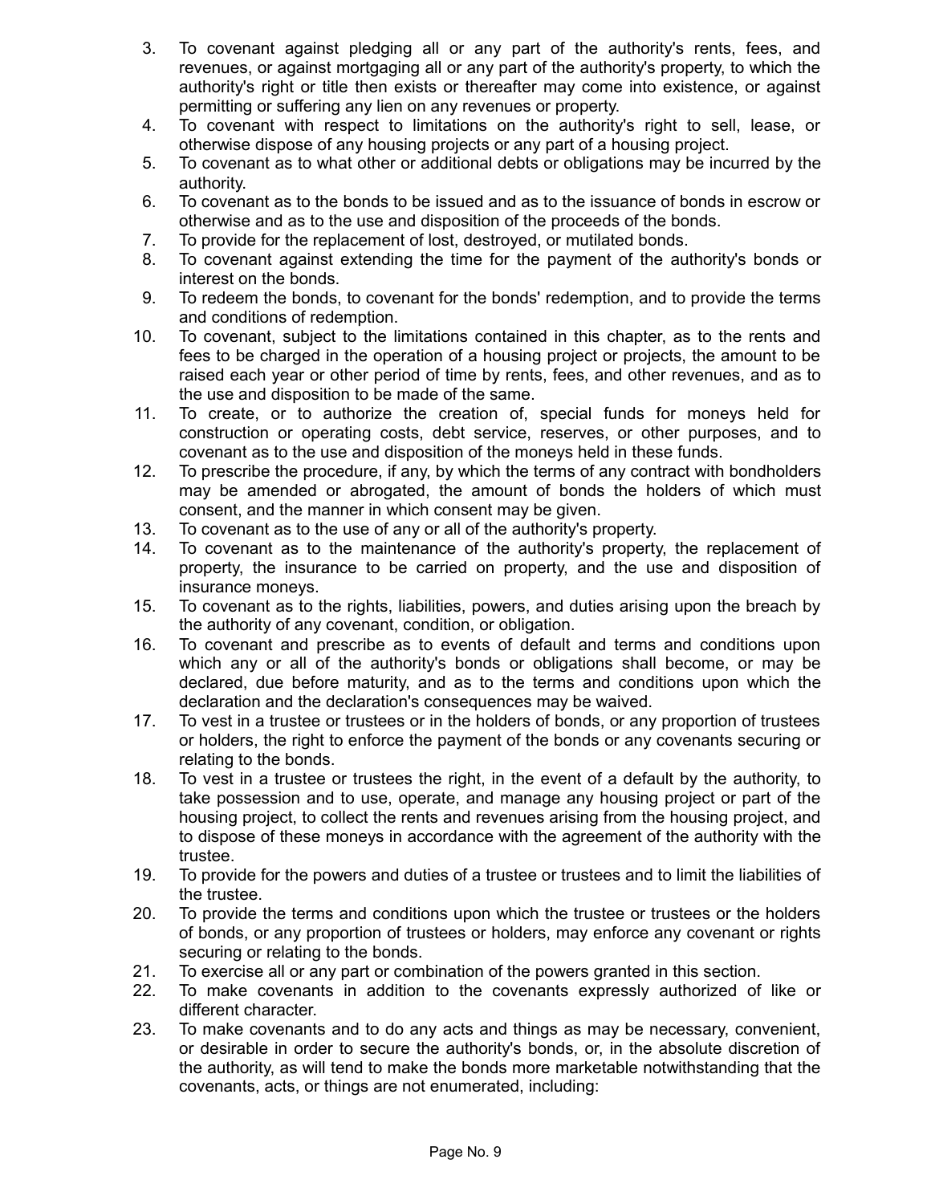3. To covenant against pledging all or any part of the authority's rents, fees, and revenues, or against mortgaging all or any part of the authority's property, to which the authority's right or title then exists or thereafter may come into existence, or against permitting or suffering any lien on any revenues or property.
4. To covenant with respect to limitations on the authority's right to sell, lease, or otherwise dispose of any housing projects or any part of a housing project.
5. To covenant as to what other or additional debts or obligations may be incurred by the authority.
6. To covenant as to the bonds to be issued and as to the issuance of bonds in escrow or otherwise and as to the use and disposition of the proceeds of the bonds.
7. To provide for the replacement of lost, destroyed, or mutilated bonds.
8. To covenant against extending the time for the payment of the authority's bonds or interest on the bonds.
9. To redeem the bonds, to covenant for the bonds' redemption, and to provide the terms and conditions of redemption.
10. To covenant, subject to the limitations contained in this chapter, as to the rents and fees to be charged in the operation of a housing project or projects, the amount to be raised each year or other period of time by rents, fees, and other revenues, and as to the use and disposition to be made of the same.
11. To create, or to authorize the creation of, special funds for moneys held for construction or operating costs, debt service, reserves, or other purposes, and to covenant as to the use and disposition of the moneys held in these funds.
12. To prescribe the procedure, if any, by which the terms of any contract with bondholders may be amended or abrogated, the amount of bonds the holders of which must consent, and the manner in which consent may be given.
13. To covenant as to the use of any or all of the authority's property.
14. To covenant as to the maintenance of the authority's property, the replacement of property, the insurance to be carried on property, and the use and disposition of insurance moneys.
15. To covenant as to the rights, liabilities, powers, and duties arising upon the breach by the authority of any covenant, condition, or obligation.
16. To covenant and prescribe as to events of default and terms and conditions upon which any or all of the authority's bonds or obligations shall become, or may be declared, due before maturity, and as to the terms and conditions upon which the declaration and the declaration's consequences may be waived.
17. To vest in a trustee or trustees or in the holders of bonds, or any proportion of trustees or holders, the right to enforce the payment of the bonds or any covenants securing or relating to the bonds.
18. To vest in a trustee or trustees the right, in the event of a default by the authority, to take possession and to use, operate, and manage any housing project or part of the housing project, to collect the rents and revenues arising from the housing project, and to dispose of these moneys in accordance with the agreement of the authority with the trustee.
19. To provide for the powers and duties of a trustee or trustees and to limit the liabilities of the trustee.
20. To provide the terms and conditions upon which the trustee or trustees or the holders of bonds, or any proportion of trustees or holders, may enforce any covenant or rights securing or relating to the bonds.
21. To exercise all or any part or combination of the powers granted in this section.
22. To make covenants in addition to the covenants expressly authorized of like or different character.
23. To make covenants and to do any acts and things as may be necessary, convenient, or desirable in order to secure the authority's bonds, or, in the absolute discretion of the authority, as will tend to make the bonds more marketable notwithstanding that the covenants, acts, or things are not enumerated, including: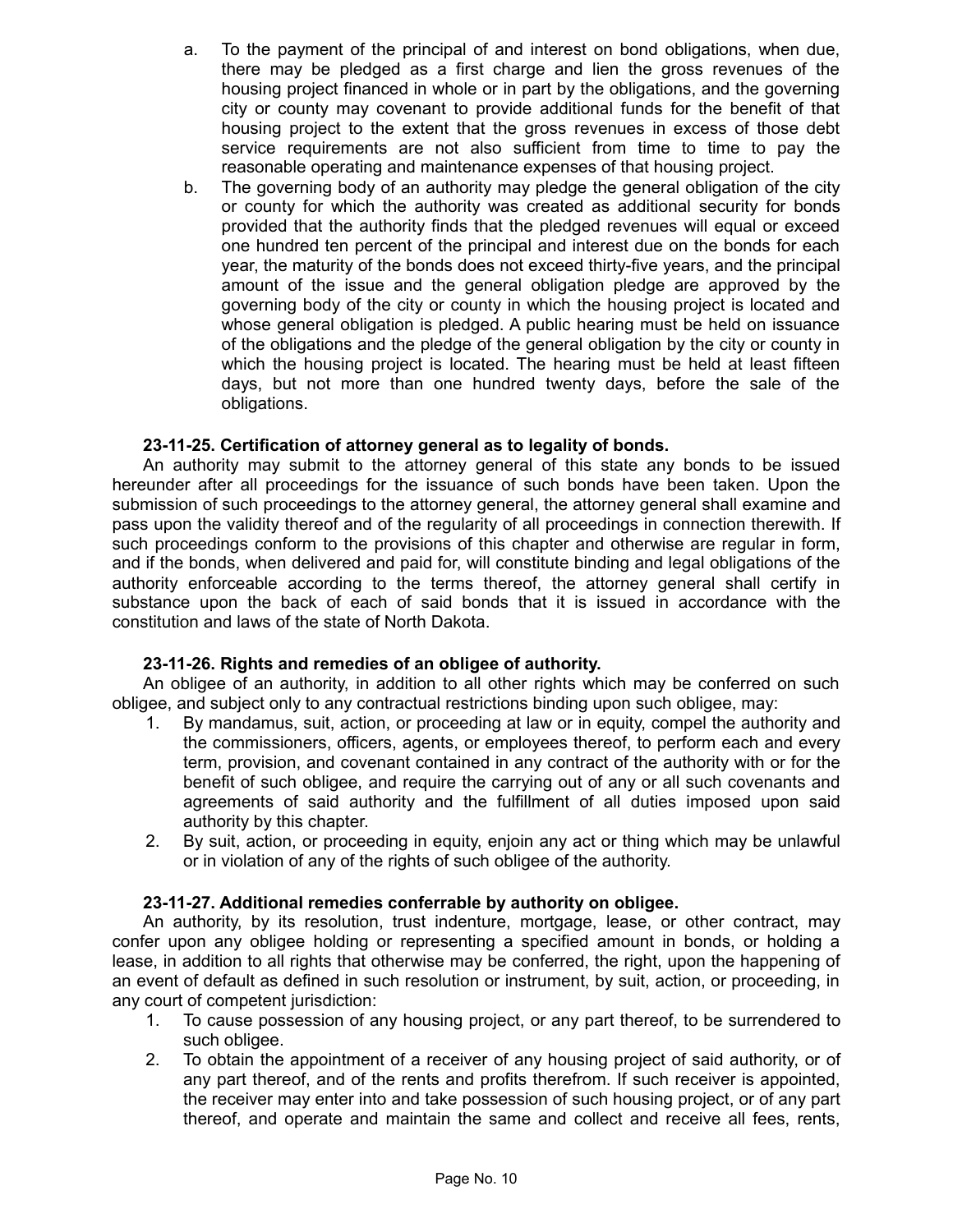a. To the payment of the principal of and interest on bond obligations, when due, there may be pledged as a first charge and lien the gross revenues of the housing project financed in whole or in part by the obligations, and the governing city or county may covenant to provide additional funds for the benefit of that housing project to the extent that the gross revenues in excess of those debt service requirements are not also sufficient from time to time to pay the reasonable operating and maintenance expenses of that housing project.

b. The governing body of an authority may pledge the general obligation of the city or county for which the authority was created as additional security for bonds provided that the authority finds that the pledged revenues will equal or exceed one hundred ten percent of the principal and interest due on the bonds for each year, the maturity of the bonds does not exceed thirty-five years, and the principal amount of the issue and the general obligation pledge are approved by the governing body of the city or county in which the housing project is located and whose general obligation is pledged. A public hearing must be held on issuance of the obligations and the pledge of the general obligation by the city or county in which the housing project is located. The hearing must be held at least fifteen days, but not more than one hundred twenty days, before the sale of the obligations.

**23-11-25. Certification of attorney general as to legality of bonds.**

An authority may submit to the attorney general of this state any bonds to be issued hereunder after all proceedings for the issuance of such bonds have been taken. Upon the submission of such proceedings to the attorney general, the attorney general shall examine and pass upon the validity thereof and of the regularity of all proceedings in connection therewith. If such proceedings conform to the provisions of this chapter and otherwise are regular in form, and if the bonds, when delivered and paid for, will constitute binding and legal obligations of the authority enforceable according to the terms thereof, the attorney general shall certify in substance upon the back of each of said bonds that it is issued in accordance with the constitution and laws of the state of North Dakota.

**23-11-26. Rights and remedies of an obligee of authority.**

An obligee of an authority, in addition to all other rights which may be conferred on such obligee, and subject only to any contractual restrictions binding upon such obligee, may:

1. By mandamus, suit, action, or proceeding at law or in equity, compel the authority and the commissioners, officers, agents, or employees thereof, to perform each and every term, provision, and covenant contained in any contract of the authority with or for the benefit of such obligee, and require the carrying out of any or all such covenants and agreements of said authority and the fulfillment of all duties imposed upon said authority by this chapter.
2. By suit, action, or proceeding in equity, enjoin any act or thing which may be unlawful or in violation of any of the rights of such obligee of the authority.

**23-11-27. Additional remedies conferrable by authority on obligee.**

An authority, by its resolution, trust indenture, mortgage, lease, or other contract, may confer upon any obligee holding or representing a specified amount in bonds, or holding a lease, in addition to all rights that otherwise may be conferred, the right, upon the happening of an event of default as defined in such resolution or instrument, by suit, action, or proceeding, in any court of competent jurisdiction:

1. To cause possession of any housing project, or any part thereof, to be surrendered to such obligee.
2. To obtain the appointment of a receiver of any housing project of said authority, or of any part thereof, and of the rents and profits therefrom. If such receiver is appointed, the receiver may enter into and take possession of such housing project, or of any part thereof, and operate and maintain the same and collect and receive all fees, rents,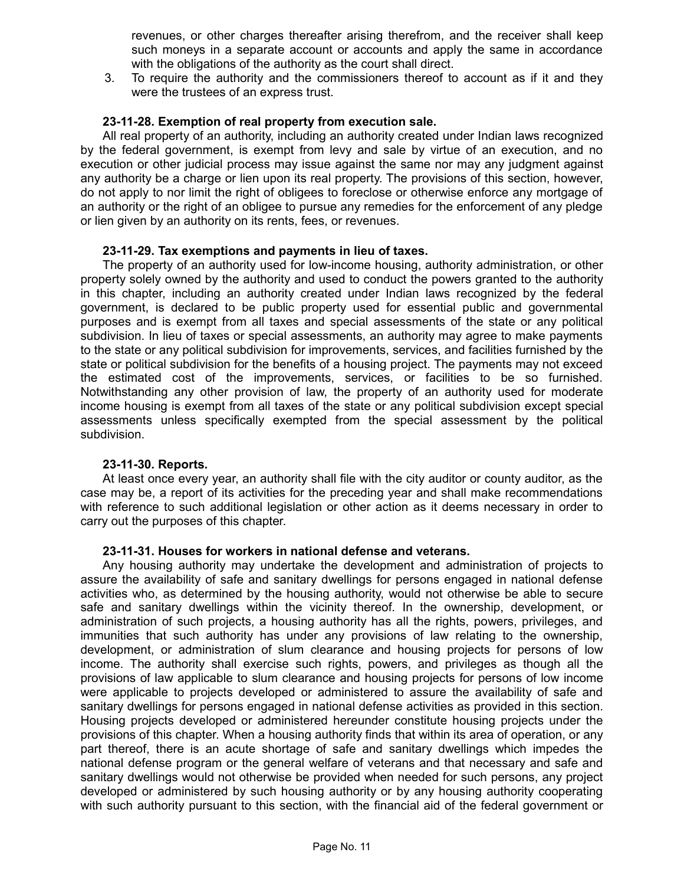revenues, or other charges thereafter arising therefrom, and the receiver shall keep such moneys in a separate account or accounts and apply the same in accordance with the obligations of the authority as the court shall direct.

3. To require the authority and the commissioners thereof to account as if it and they were the trustees of an express trust.

**23-11-28. Exemption of real property from execution sale.**

All real property of an authority, including an authority created under Indian laws recognized by the federal government, is exempt from levy and sale by virtue of an execution, and no execution or other judicial process may issue against the same nor may any judgment against any authority be a charge or lien upon its real property. The provisions of this section, however, do not apply to nor limit the right of obligees to foreclose or otherwise enforce any mortgage of an authority or the right of an obligee to pursue any remedies for the enforcement of any pledge or lien given by an authority on its rents, fees, or revenues.

**23-11-29. Tax exemptions and payments in lieu of taxes.**

The property of an authority used for low-income housing, authority administration, or other property solely owned by the authority and used to conduct the powers granted to the authority in this chapter, including an authority created under Indian laws recognized by the federal government, is declared to be public property used for essential public and governmental purposes and is exempt from all taxes and special assessments of the state or any political subdivision. In lieu of taxes or special assessments, an authority may agree to make payments to the state or any political subdivision for improvements, services, and facilities furnished by the state or political subdivision for the benefits of a housing project. The payments may not exceed the estimated cost of the improvements, services, or facilities to be so furnished. Notwithstanding any other provision of law, the property of an authority used for moderate income housing is exempt from all taxes of the state or any political subdivision except special assessments unless specifically exempted from the special assessment by the political subdivision.

**23-11-30. Reports.**

At least once every year, an authority shall file with the city auditor or county auditor, as the case may be, a report of its activities for the preceding year and shall make recommendations with reference to such additional legislation or other action as it deems necessary in order to carry out the purposes of this chapter.

**23-11-31. Houses for workers in national defense and veterans.**

Any housing authority may undertake the development and administration of projects to assure the availability of safe and sanitary dwellings for persons engaged in national defense activities who, as determined by the housing authority, would not otherwise be able to secure safe and sanitary dwellings within the vicinity thereof. In the ownership, development, or administration of such projects, a housing authority has all the rights, powers, privileges, and immunities that such authority has under any provisions of law relating to the ownership, development, or administration of slum clearance and housing projects for persons of low income. The authority shall exercise such rights, powers, and privileges as though all the provisions of law applicable to slum clearance and housing projects for persons of low income were applicable to projects developed or administered to assure the availability of safe and sanitary dwellings for persons engaged in national defense activities as provided in this section. Housing projects developed or administered hereunder constitute housing projects under the provisions of this chapter. When a housing authority finds that within its area of operation, or any part thereof, there is an acute shortage of safe and sanitary dwellings which impedes the national defense program or the general welfare of veterans and that necessary and safe and sanitary dwellings would not otherwise be provided when needed for such persons, any project developed or administered by such housing authority or by any housing authority cooperating with such authority pursuant to this section, with the financial aid of the federal government or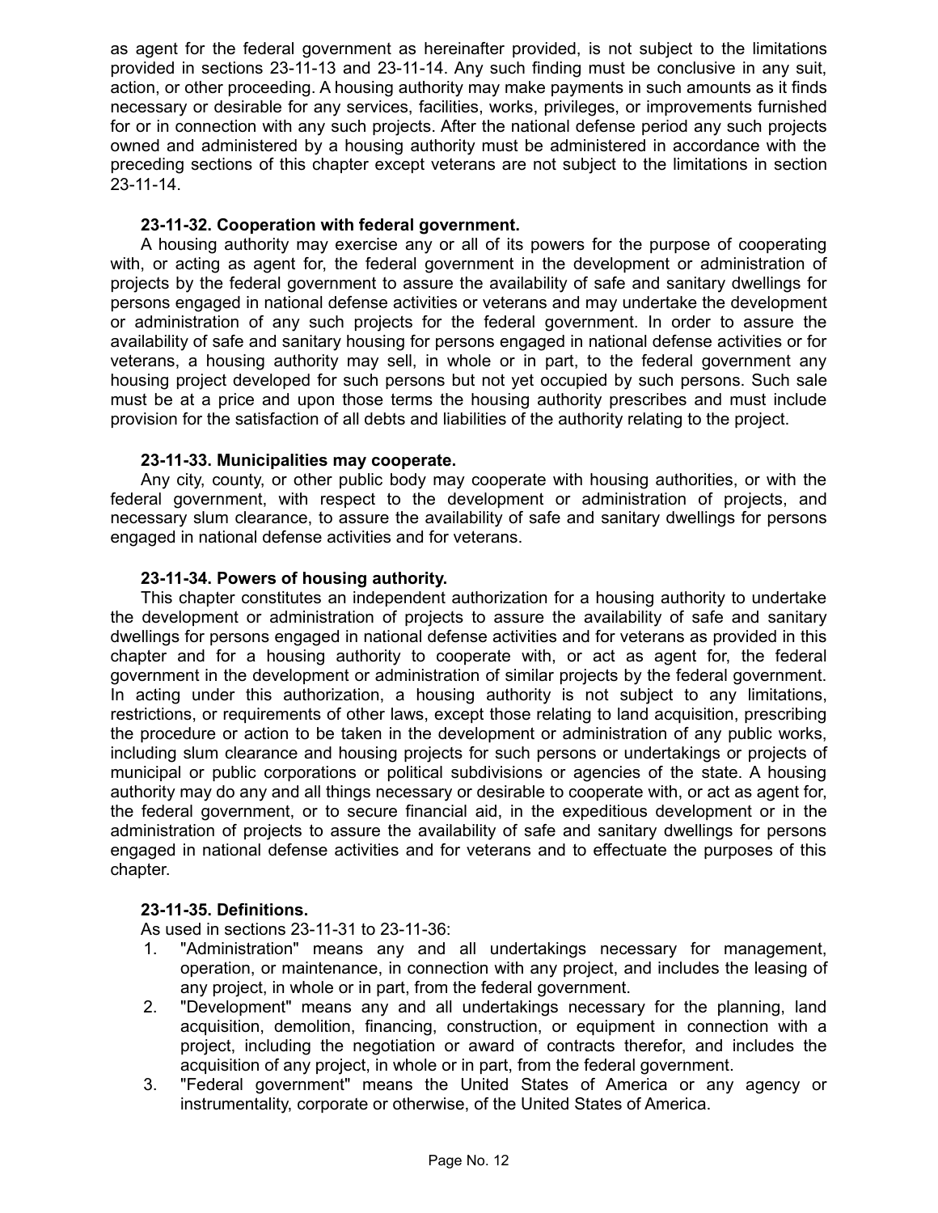as agent for the federal government as hereinafter provided, is not subject to the limitations provided in sections 23-11-13 and 23-11-14. Any such finding must be conclusive in any suit, action, or other proceeding. A housing authority may make payments in such amounts as it finds necessary or desirable for any services, facilities, works, privileges, or improvements furnished for or in connection with any such projects. After the national defense period any such projects owned and administered by a housing authority must be administered in accordance with the preceding sections of this chapter except veterans are not subject to the limitations in section 23-11-14.

**23-11-32. Cooperation with federal government.**

A housing authority may exercise any or all of its powers for the purpose of cooperating with, or acting as agent for, the federal government in the development or administration of projects by the federal government to assure the availability of safe and sanitary dwellings for persons engaged in national defense activities or veterans and may undertake the development or administration of any such projects for the federal government. In order to assure the availability of safe and sanitary housing for persons engaged in national defense activities or for veterans, a housing authority may sell, in whole or in part, to the federal government any housing project developed for such persons but not yet occupied by such persons. Such sale must be at a price and upon those terms the housing authority prescribes and must include provision for the satisfaction of all debts and liabilities of the authority relating to the project.

**23-11-33. Municipalities may cooperate.**

Any city, county, or other public body may cooperate with housing authorities, or with the federal government, with respect to the development or administration of projects, and necessary slum clearance, to assure the availability of safe and sanitary dwellings for persons engaged in national defense activities and for veterans.

**23-11-34. Powers of housing authority.**

This chapter constitutes an independent authorization for a housing authority to undertake the development or administration of projects to assure the availability of safe and sanitary dwellings for persons engaged in national defense activities and for veterans as provided in this chapter and for a housing authority to cooperate with, or act as agent for, the federal government in the development or administration of similar projects by the federal government. In acting under this authorization, a housing authority is not subject to any limitations, restrictions, or requirements of other laws, except those relating to land acquisition, prescribing the procedure or action to be taken in the development or administration of any public works, including slum clearance and housing projects for such persons or undertakings or projects of municipal or public corporations or political subdivisions or agencies of the state. A housing authority may do any and all things necessary or desirable to cooperate with, or act as agent for, the federal government, or to secure financial aid, in the expeditious development or in the administration of projects to assure the availability of safe and sanitary dwellings for persons engaged in national defense activities and for veterans and to effectuate the purposes of this chapter.

**23-11-35. Definitions.**

As used in sections 23-11-31 to 23-11-36:

1. "Administration" means any and all undertakings necessary for management, operation, or maintenance, in connection with any project, and includes the leasing of any project, in whole or in part, from the federal government.
2. "Development" means any and all undertakings necessary for the planning, land acquisition, demolition, financing, construction, or equipment in connection with a project, including the negotiation or award of contracts therefor, and includes the acquisition of any project, in whole or in part, from the federal government.
3. "Federal government" means the United States of America or any agency or instrumentality, corporate or otherwise, of the United States of America.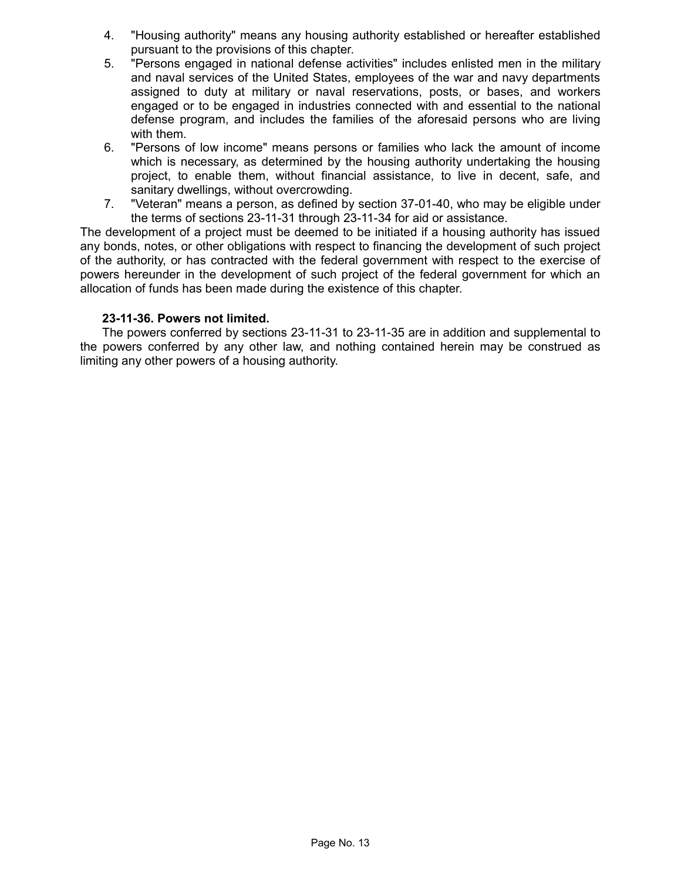4. "Housing authority" means any housing authority established or hereafter established pursuant to the provisions of this chapter.
5. "Persons engaged in national defense activities" includes enlisted men in the military and naval services of the United States, employees of the war and navy departments assigned to duty at military or naval reservations, posts, or bases, and workers engaged or to be engaged in industries connected with and essential to the national defense program, and includes the families of the aforesaid persons who are living with them.
6. "Persons of low income" means persons or families who lack the amount of income which is necessary, as determined by the housing authority undertaking the housing project, to enable them, without financial assistance, to live in decent, safe, and sanitary dwellings, without overcrowding.
7. "Veteran" means a person, as defined by section 37-01-40, who may be eligible under the terms of sections 23-11-31 through 23-11-34 for aid or assistance.

The development of a project must be deemed to be initiated if a housing authority has issued any bonds, notes, or other obligations with respect to financing the development of such project of the authority, or has contracted with the federal government with respect to the exercise of powers hereunder in the development of such project of the federal government for which an allocation of funds has been made during the existence of this chapter.

**23-11-36. Powers not limited.**

The powers conferred by sections 23-11-31 to 23-11-35 are in addition and supplemental to the powers conferred by any other law, and nothing contained herein may be construed as limiting any other powers of a housing authority.